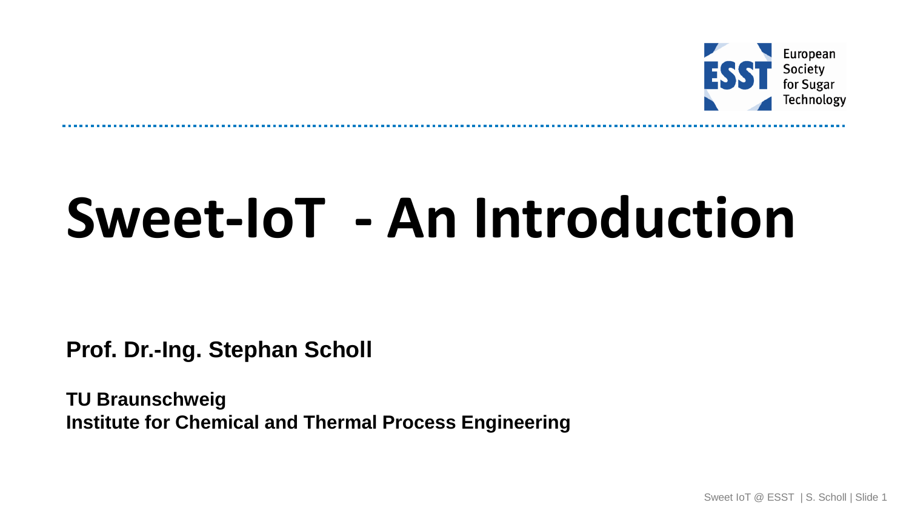European Society for Sugar Technology

# Sweet-IoT - An Introduction

**Prof. Dr.-Ing. Stephan Scholl**

**TU Braunschweig**
**Institute for Chemical and Thermal Process Engineering**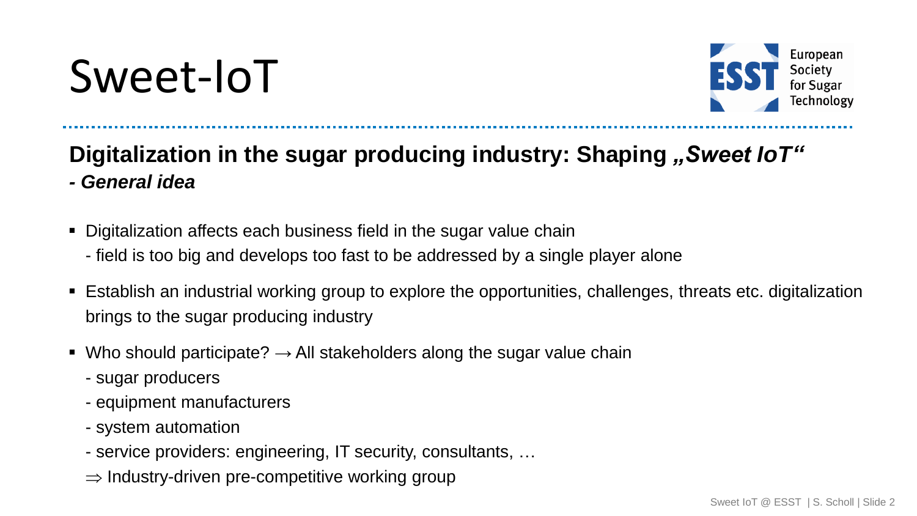# Sweet-IoT

## Digitalization in the sugar producing industry: Shaping *„Sweet IoT“*

***- General idea***

- Digitalization affects each business field in the sugar value chain
  - field is too big and develops too fast to be addressed by a single player alone
- Establish an industrial working group to explore the opportunities, challenges, threats etc. digitalization brings to the sugar producing industry
- Who should participate? → All stakeholders along the sugar value chain
  - sugar producers
  - equipment manufacturers
  - system automation
  - service providers: engineering, IT security, consultants, …

  ⇒ Industry-driven pre-competitive working group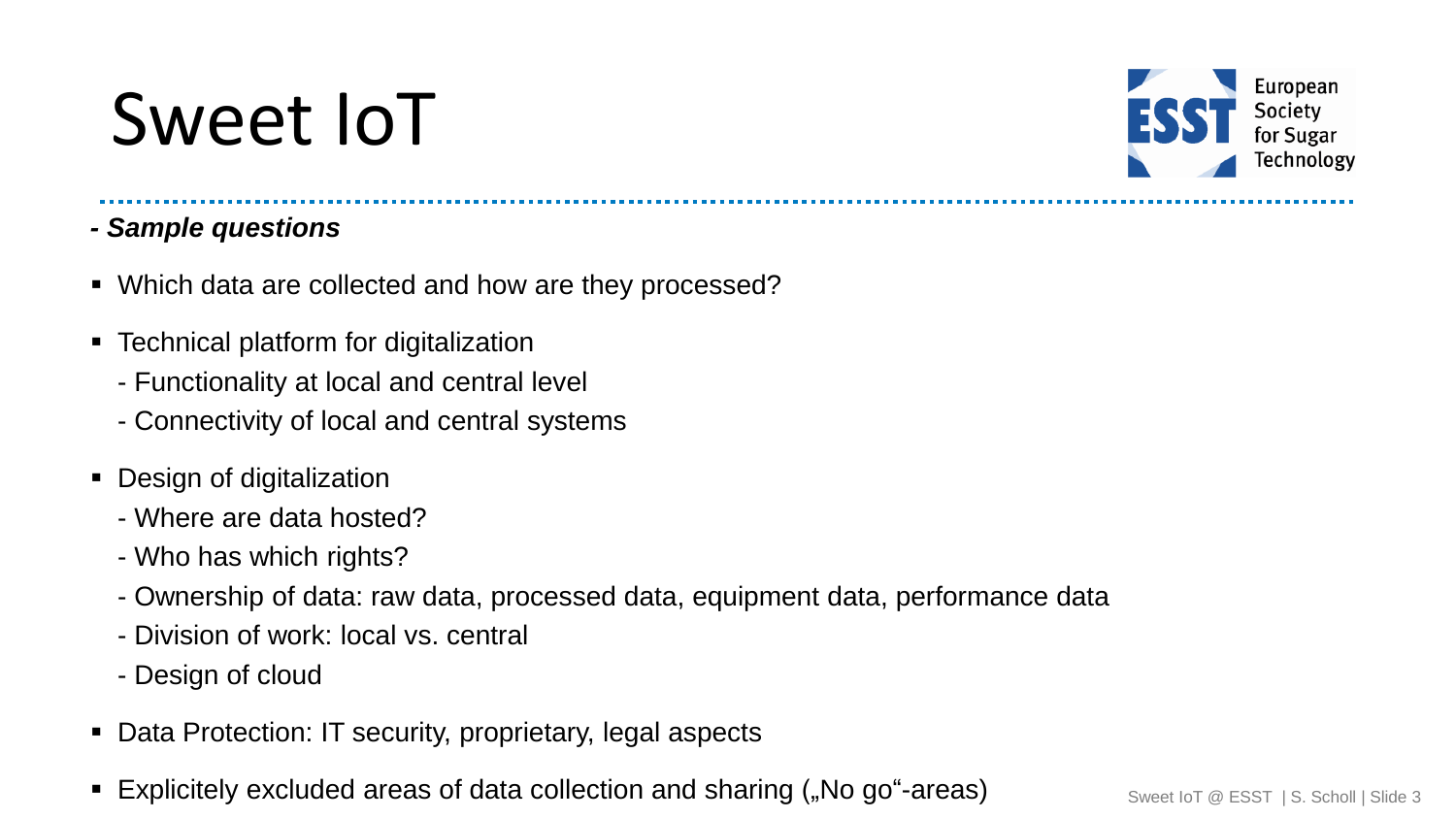# Sweet IoT

***- Sample questions***

- Which data are collected and how are they processed?
- Technical platform for digitalization
  - Functionality at local and central level
  - Connectivity of local and central systems
- Design of digitalization
  - Where are data hosted?
  - Who has which rights?
  - Ownership of data: raw data, processed data, equipment data, performance data
  - Division of work: local vs. central
  - Design of cloud
- Data Protection: IT security, proprietary, legal aspects
- Explicitely excluded areas of data collection and sharing („No go“-areas)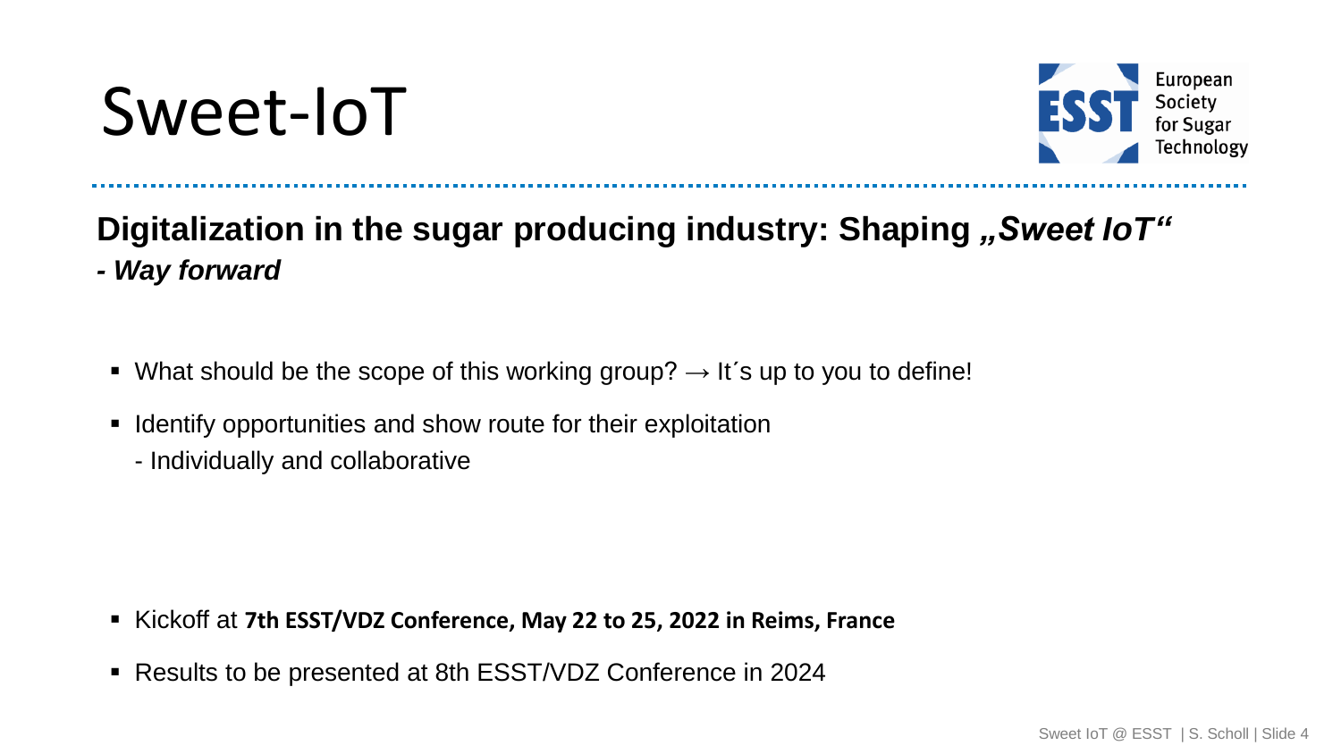# Sweet-IoT

European Society for Sugar Technology

## Digitalization in the sugar producing industry: Shaping *„Sweet IoT“*

***- Way forward***

- What should be the scope of this working group? → It´s up to you to define!
- Identify opportunities and show route for their exploitation
  - Individually and collaborative

- Kickoff at **7th ESST/VDZ Conference, May 22 to 25, 2022 in Reims, France**
- Results to be presented at 8th ESST/VDZ Conference in 2024